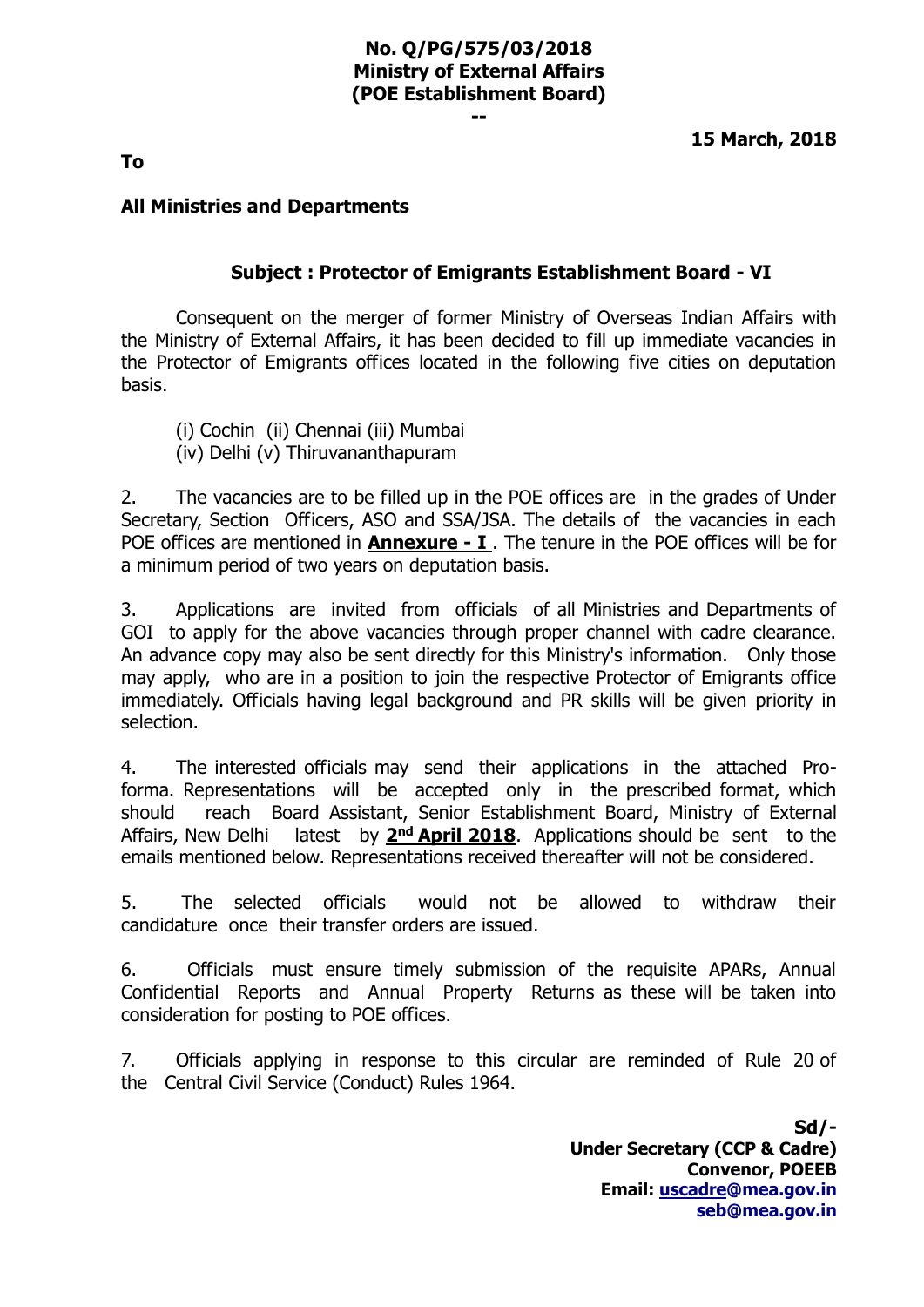**No. Q/PG/575/03/2018**
**Ministry of External Affairs**
**(POE Establishment Board)**
**--**

**15 March, 2018**

**To**

**All Ministries and Departments**

**Subject : Protector of Emigrants Establishment Board - VI**

Consequent on the merger of former Ministry of Overseas Indian Affairs with the Ministry of External Affairs, it has been decided to fill up immediate vacancies in the Protector of Emigrants offices located in the following five cities on deputation basis.

(i) Cochin (ii) Chennai (iii) Mumbai
(iv) Delhi (v) Thiruvananthapuram

2. The vacancies are to be filled up in the POE offices are in the grades of Under Secretary, Section Officers, ASO and SSA/JSA. The details of the vacancies in each POE offices are mentioned in **Annexure - I** . The tenure in the POE offices will be for a minimum period of two years on deputation basis.

3. Applications are invited from officials of all Ministries and Departments of GOI to apply for the above vacancies through proper channel with cadre clearance. An advance copy may also be sent directly for this Ministry's information. Only those may apply, who are in a position to join the respective Protector of Emigrants office immediately. Officials having legal background and PR skills will be given priority in selection.

4. The interested officials may send their applications in the attached Pro-forma. Representations will be accepted only in the prescribed format, which should reach Board Assistant, Senior Establishment Board, Ministry of External Affairs, New Delhi latest by **2nd April 2018**. Applications should be sent to the emails mentioned below. Representations received thereafter will not be considered.

5. The selected officials would not be allowed to withdraw their candidature once their transfer orders are issued.

6. Officials must ensure timely submission of the requisite APARs, Annual Confidential Reports and Annual Property Returns as these will be taken into consideration for posting to POE offices.

7. Officials applying in response to this circular are reminded of Rule 20 of the Central Civil Service (Conduct) Rules 1964.

**Sd/-**
**Under Secretary (CCP & Cadre)**
**Convenor, POEEB**
**Email: uscadre@mea.gov.in**
**seb@mea.gov.in**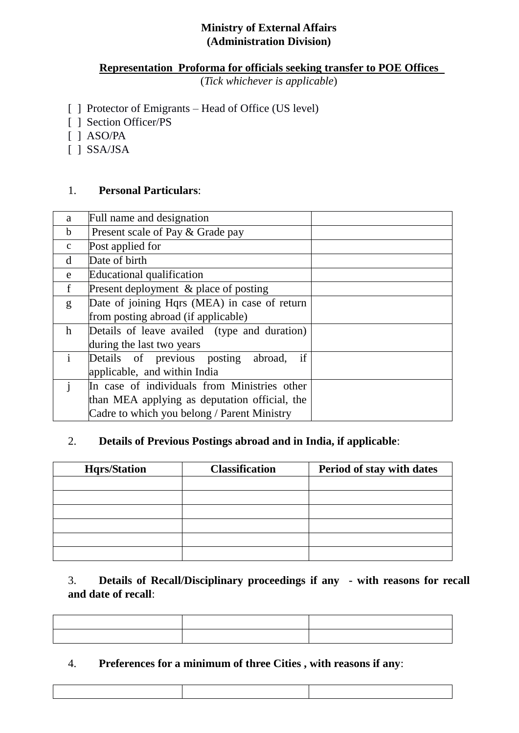**Ministry of External Affairs**
**(Administration Division)**

**Representation Proforma for officials seeking transfer to POE Offices**
(*Tick whichever is applicable*)

- [ ] Protector of Emigrants – Head of Office (US level)
- [ ] Section Officer/PS
- [ ] ASO/PA
- [ ] SSA/JSA

1. **Personal Particulars**:

| | | |
|---|---|---|
| a | Full name and designation | |
| b | Present scale of Pay & Grade pay | |
| c | Post applied for | |
| d | Date of birth | |
| e | Educational qualification | |
| f | Present deployment & place of posting | |
| g | Date of joining Hqrs (MEA) in case of return from posting abroad (if applicable) | |
| h | Details of leave availed (type and duration) during the last two years | |
| i | Details of previous posting abroad, if applicable, and within India | |
| j | In case of individuals from Ministries other than MEA applying as deputation official, the Cadre to which you belong / Parent Ministry | |

2. **Details of Previous Postings abroad and in India, if applicable**:

| Hqrs/Station | Classification | Period of stay with dates |
|---|---|---|
| | | |
| | | |
| | | |
| | | |
| | | |
| | | |

3. **Details of Recall/Disciplinary proceedings if any - with reasons for recall and date of recall**:

| | | |
|---|---|---|
| | | |
| | | |

4. **Preferences for a minimum of three Cities , with reasons if any**:

| | | |
|---|---|---|
| | | |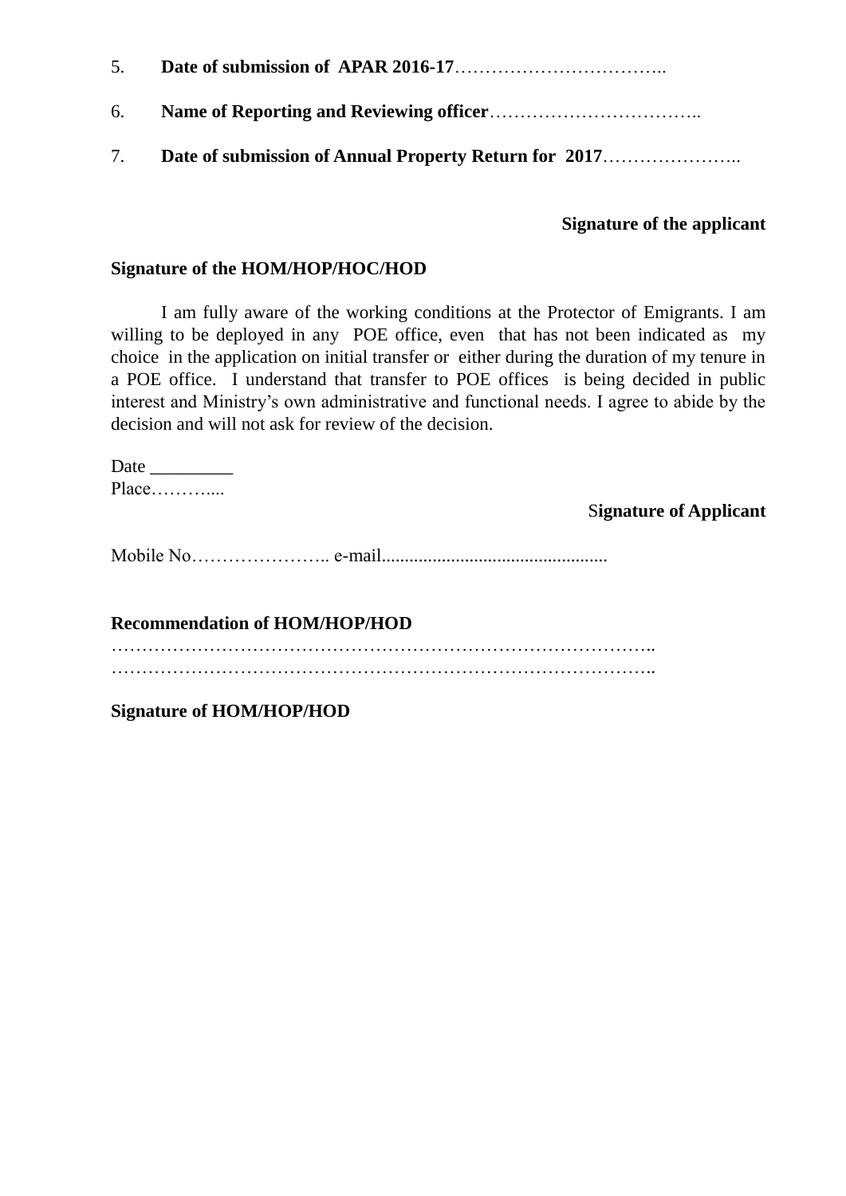5. **Date of submission of APAR 2016-17**……………………………..

6. **Name of Reporting and Reviewing officer**……………………………..

7. **Date of submission of Annual Property Return for 2017**…………………..

**Signature of the applicant**

**Signature of the HOM/HOP/HOC/HOD**

I am fully aware of the working conditions at the Protector of Emigrants. I am willing to be deployed in any POE office, even that has not been indicated as my choice in the application on initial transfer or either during the duration of my tenure in a POE office. I understand that transfer to POE offices is being decided in public interest and Ministry's own administrative and functional needs. I agree to abide by the decision and will not ask for review of the decision.

Date _________
Place………....

**Signature of Applicant**

Mobile No………………….. e-mail...............................................

**Recommendation of HOM/HOP/HOD**

…………………………………………………………………………..
…………………………………………………………………………..

**Signature of HOM/HOP/HOD**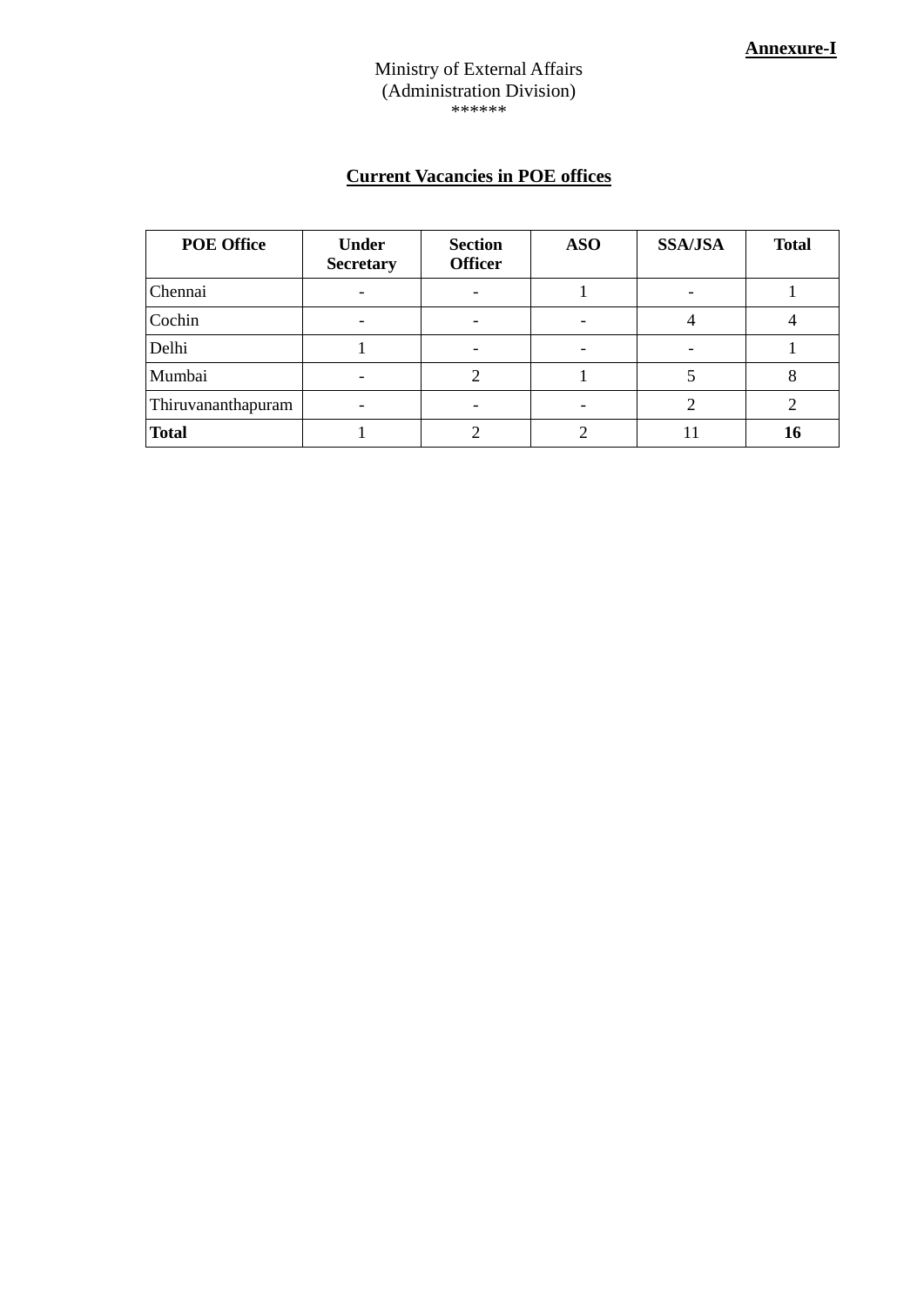**Annexure-I**

Ministry of External Affairs
(Administration Division)
******

## Current Vacancies in POE offices

| POE Office | Under Secretary | Section Officer | ASO | SSA/JSA | Total |
|---|---|---|---|---|---|
| Chennai | - | - | 1 | - | 1 |
| Cochin | - | - | - | 4 | 4 |
| Delhi | 1 | - | - | - | 1 |
| Mumbai | - | 2 | 1 | 5 | 8 |
| Thiruvananthapuram | - | - | - | 2 | 2 |
| **Total** | 1 | 2 | 2 | 11 | **16** |